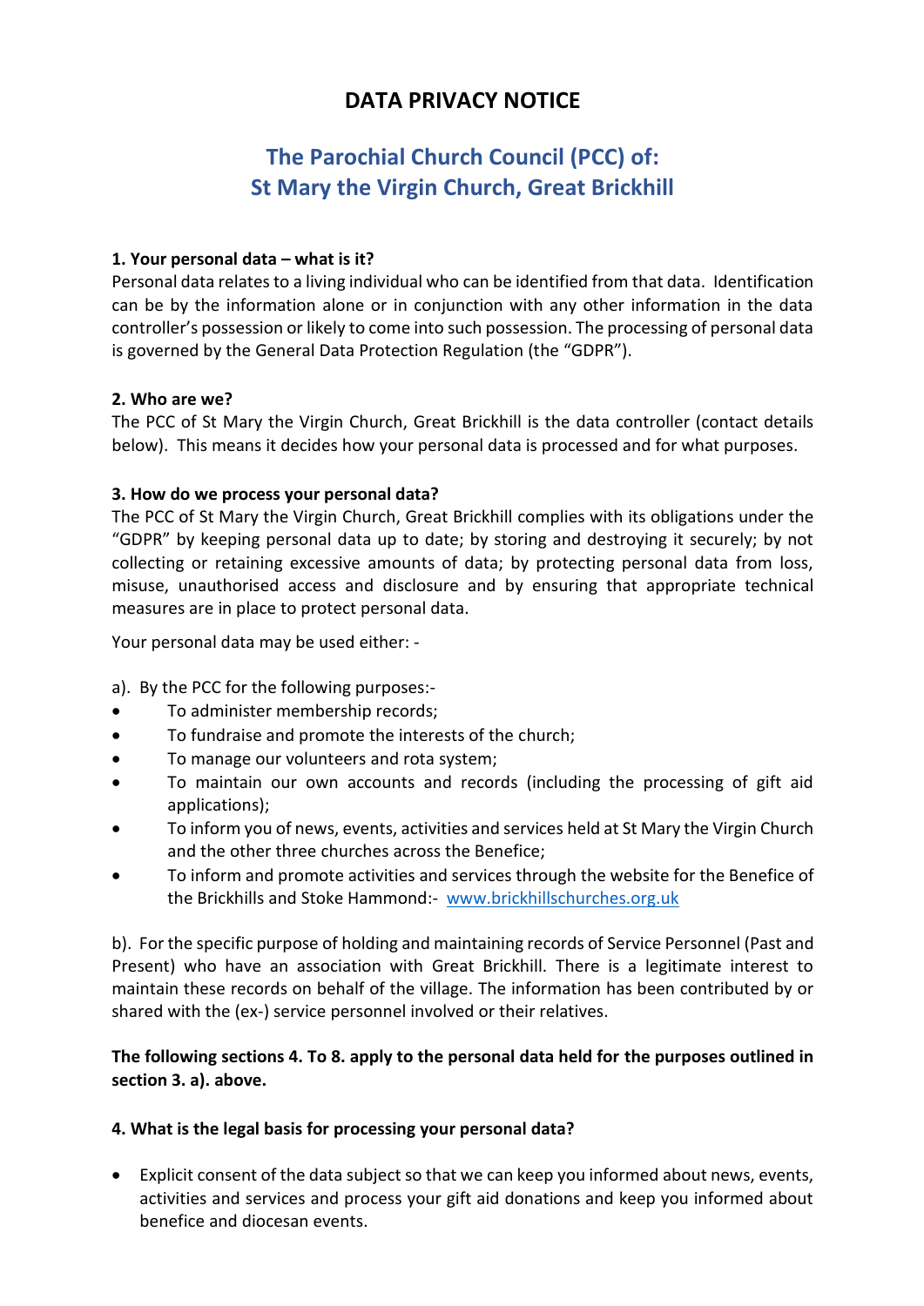# DATA PRIVACY NOTICE

## The Parochial Church Council (PCC) of:
## St Mary the Virgin Church, Great Brickhill

**1. Your personal data – what is it?**

Personal data relates to a living individual who can be identified from that data. Identification can be by the information alone or in conjunction with any other information in the data controller's possession or likely to come into such possession. The processing of personal data is governed by the General Data Protection Regulation (the "GDPR").

**2. Who are we?**

The PCC of St Mary the Virgin Church, Great Brickhill is the data controller (contact details below). This means it decides how your personal data is processed and for what purposes.

**3. How do we process your personal data?**

The PCC of St Mary the Virgin Church, Great Brickhill complies with its obligations under the "GDPR" by keeping personal data up to date; by storing and destroying it securely; by not collecting or retaining excessive amounts of data; by protecting personal data from loss, misuse, unauthorised access and disclosure and by ensuring that appropriate technical measures are in place to protect personal data.

Your personal data may be used either: -

a). By the PCC for the following purposes:-

- To administer membership records;
- To fundraise and promote the interests of the church;
- To manage our volunteers and rota system;
- To maintain our own accounts and records (including the processing of gift aid applications);
- To inform you of news, events, activities and services held at St Mary the Virgin Church and the other three churches across the Benefice;
- To inform and promote activities and services through the website for the Benefice of the Brickhills and Stoke Hammond:- www.brickhillschurches.org.uk

b). For the specific purpose of holding and maintaining records of Service Personnel (Past and Present) who have an association with Great Brickhill. There is a legitimate interest to maintain these records on behalf of the village. The information has been contributed by or shared with the (ex-) service personnel involved or their relatives.

**The following sections 4. To 8. apply to the personal data held for the purposes outlined in section 3. a). above.**

**4. What is the legal basis for processing your personal data?**

- Explicit consent of the data subject so that we can keep you informed about news, events, activities and services and process your gift aid donations and keep you informed about benefice and diocesan events.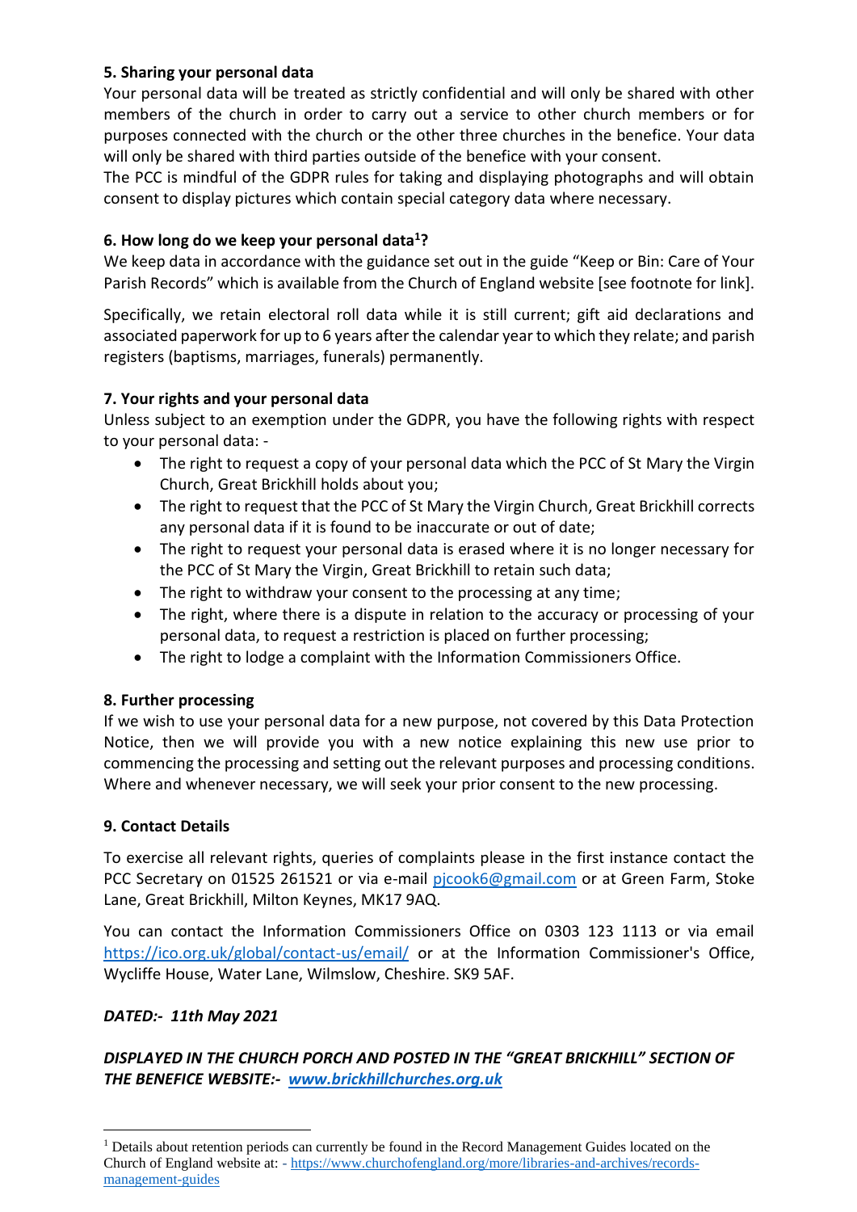**5. Sharing your personal data**

Your personal data will be treated as strictly confidential and will only be shared with other members of the church in order to carry out a service to other church members or for purposes connected with the church or the other three churches in the benefice. Your data will only be shared with third parties outside of the benefice with your consent.

The PCC is mindful of the GDPR rules for taking and displaying photographs and will obtain consent to display pictures which contain special category data where necessary.

**6. How long do we keep your personal data[1]?**

We keep data in accordance with the guidance set out in the guide "Keep or Bin: Care of Your Parish Records" which is available from the Church of England website [see footnote for link].

Specifically, we retain electoral roll data while it is still current; gift aid declarations and associated paperwork for up to 6 years after the calendar year to which they relate; and parish registers (baptisms, marriages, funerals) permanently.

**7. Your rights and your personal data**

Unless subject to an exemption under the GDPR, you have the following rights with respect to your personal data: -

- The right to request a copy of your personal data which the PCC of St Mary the Virgin Church, Great Brickhill holds about you;
- The right to request that the PCC of St Mary the Virgin Church, Great Brickhill corrects any personal data if it is found to be inaccurate or out of date;
- The right to request your personal data is erased where it is no longer necessary for the PCC of St Mary the Virgin, Great Brickhill to retain such data;
- The right to withdraw your consent to the processing at any time;
- The right, where there is a dispute in relation to the accuracy or processing of your personal data, to request a restriction is placed on further processing;
- The right to lodge a complaint with the Information Commissioners Office.

**8. Further processing**

If we wish to use your personal data for a new purpose, not covered by this Data Protection Notice, then we will provide you with a new notice explaining this new use prior to commencing the processing and setting out the relevant purposes and processing conditions. Where and whenever necessary, we will seek your prior consent to the new processing.

**9. Contact Details**

To exercise all relevant rights, queries of complaints please in the first instance contact the PCC Secretary on 01525 261521 or via e-mail pjcook6@gmail.com or at Green Farm, Stoke Lane, Great Brickhill, Milton Keynes, MK17 9AQ.

You can contact the Information Commissioners Office on 0303 123 1113 or via email https://ico.org.uk/global/contact-us/email/ or at the Information Commissioner's Office, Wycliffe House, Water Lane, Wilmslow, Cheshire. SK9 5AF.

***DATED:- 11th May 2021***

***DISPLAYED IN THE CHURCH PORCH AND POSTED IN THE "GREAT BRICKHILL" SECTION OF THE BENEFICE WEBSITE:- www.brickhillchurches.org.uk***

[1] Details about retention periods can currently be found in the Record Management Guides located on the Church of England website at: - https://www.churchofengland.org/more/libraries-and-archives/records-management-guides